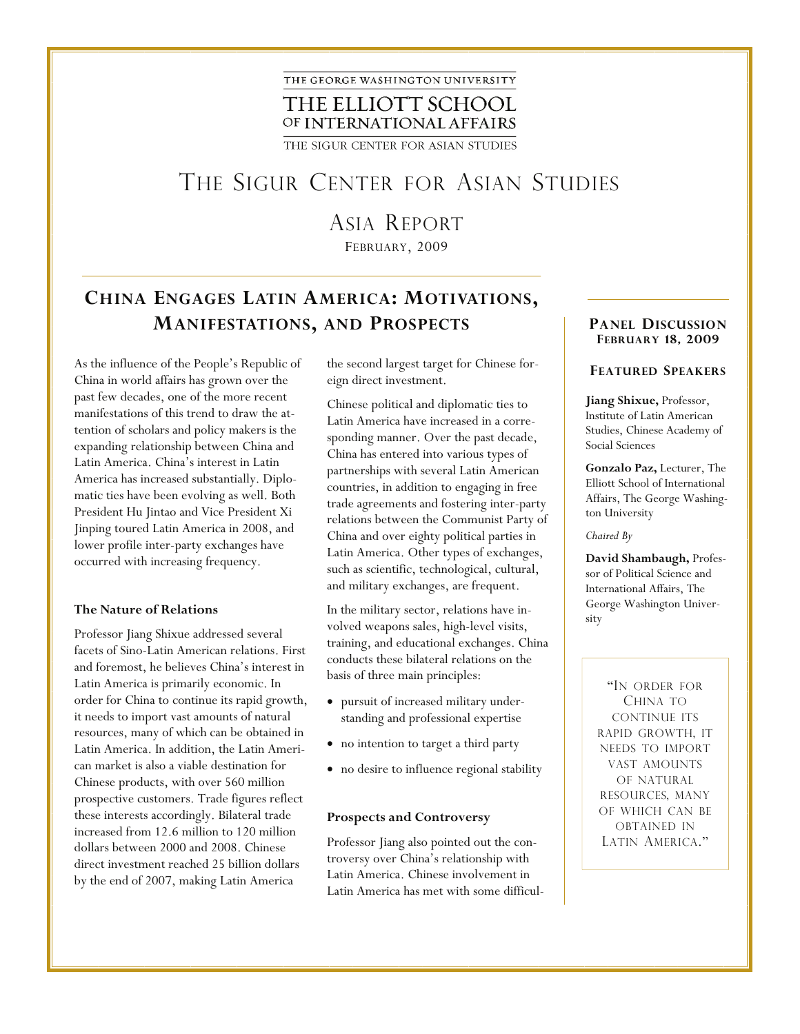THE GEORGE WASHINGTON UNIVERSITY

THE ELLIOTT SCHOOL OF INTERNATIONAL AFFAIRS

THE SIGUR CENTER FOR ASIAN STUDIES

# The Sigur Center for Asian Studies

## Asia Report

February, 2009

## China Engages Latin America: Motivations, Manifestations, and Prospects

**Panel Discussion**
**February 18, 2009**

**Featured Speakers**

**Jiang Shixue,** Professor, Institute of Latin American Studies, Chinese Academy of Social Sciences

**Gonzalo Paz,** Lecturer, The Elliott School of International Affairs, The George Washington University

*Chaired By*

**David Shambaugh,** Professor of Political Science and International Affairs, The George Washington University

As the influence of the People's Republic of China in world affairs has grown over the past few decades, one of the more recent manifestations of this trend to draw the attention of scholars and policy makers is the expanding relationship between China and Latin America. China's interest in Latin America has increased substantially. Diplomatic ties have been evolving as well. Both President Hu Jintao and Vice President Xi Jinping toured Latin America in 2008, and lower profile inter-party exchanges have occurred with increasing frequency.

### The Nature of Relations

Professor Jiang Shixue addressed several facets of Sino-Latin American relations. First and foremost, he believes China's interest in Latin America is primarily economic. In order for China to continue its rapid growth, it needs to import vast amounts of natural resources, many of which can be obtained in Latin America. In addition, the Latin American market is also a viable destination for Chinese products, with over 560 million prospective customers. Trade figures reflect these interests accordingly. Bilateral trade increased from 12.6 million to 120 million dollars between 2000 and 2008. Chinese direct investment reached 25 billion dollars by the end of 2007, making Latin America the second largest target for Chinese foreign direct investment.

Chinese political and diplomatic ties to Latin America have increased in a corresponding manner. Over the past decade, China has entered into various types of partnerships with several Latin American countries, in addition to engaging in free trade agreements and fostering inter-party relations between the Communist Party of China and over eighty political parties in Latin America. Other types of exchanges, such as scientific, technological, cultural, and military exchanges, are frequent.

In the military sector, relations have involved weapons sales, high-level visits, training, and educational exchanges. China conducts these bilateral relations on the basis of three main principles:

- pursuit of increased military understanding and professional expertise
- no intention to target a third party
- no desire to influence regional stability

> "In order for China to continue its rapid growth, it needs to import vast amounts of natural resources, many of which can be obtained in Latin America."

### Prospects and Controversy

Professor Jiang also pointed out the controversy over China's relationship with Latin America. Chinese involvement in Latin America has met with some difficul-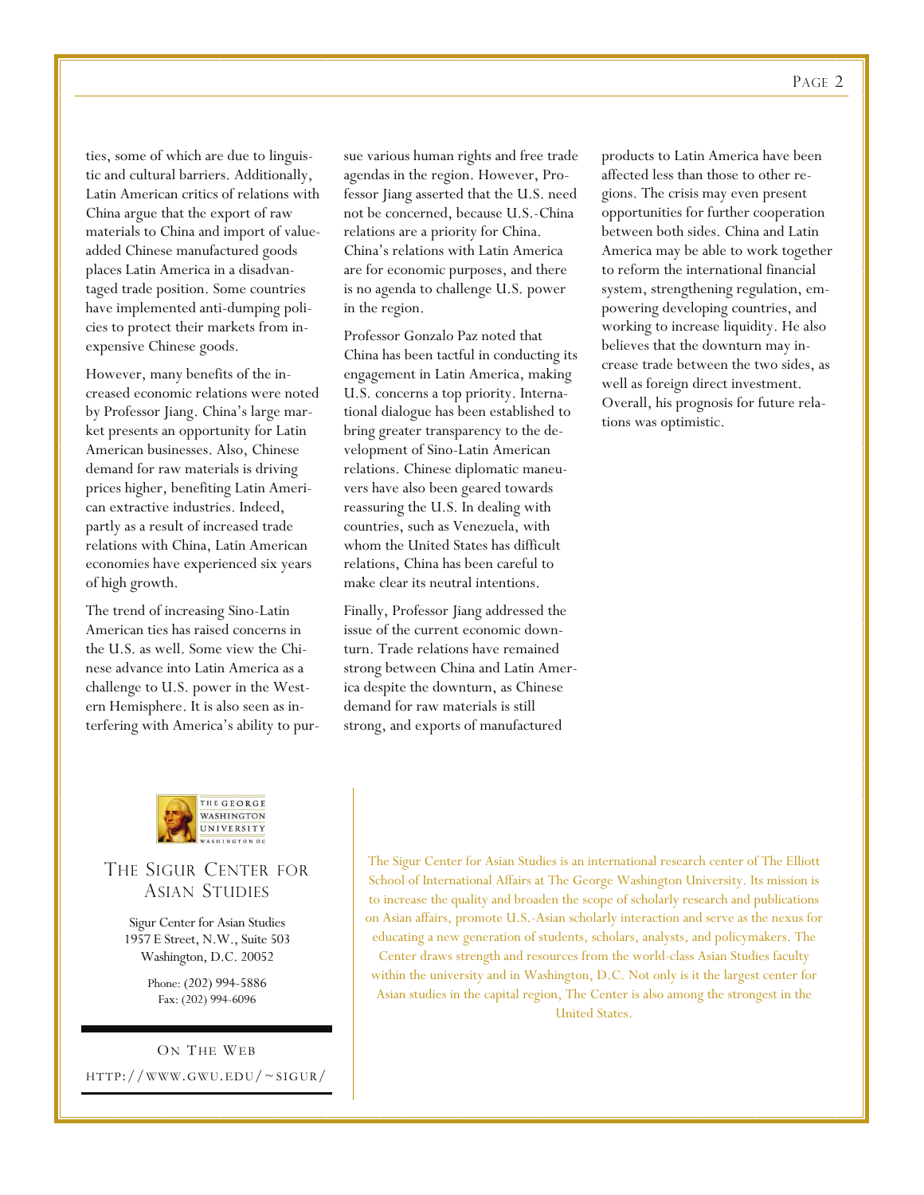ties, some of which are due to linguistic and cultural barriers. Additionally, Latin American critics of relations with China argue that the export of raw materials to China and import of value-added Chinese manufactured goods places Latin America in a disadvantaged trade position. Some countries have implemented anti-dumping policies to protect their markets from inexpensive Chinese goods.

However, many benefits of the increased economic relations were noted by Professor Jiang. China's large market presents an opportunity for Latin American businesses. Also, Chinese demand for raw materials is driving prices higher, benefiting Latin American extractive industries. Indeed, partly as a result of increased trade relations with China, Latin American economies have experienced six years of high growth.

The trend of increasing Sino-Latin American ties has raised concerns in the U.S. as well. Some view the Chinese advance into Latin America as a challenge to U.S. power in the Western Hemisphere. It is also seen as interfering with America's ability to pursue various human rights and free trade agendas in the region. However, Professor Jiang asserted that the U.S. need not be concerned, because U.S.-China relations are a priority for China. China's relations with Latin America are for economic purposes, and there is no agenda to challenge U.S. power in the region.

Professor Gonzalo Paz noted that China has been tactful in conducting its engagement in Latin America, making U.S. concerns a top priority. International dialogue has been established to bring greater transparency to the development of Sino-Latin American relations. Chinese diplomatic maneuvers have also been geared towards reassuring the U.S. In dealing with countries, such as Venezuela, with whom the United States has difficult relations, China has been careful to make clear its neutral intentions.

Finally, Professor Jiang addressed the issue of the current economic downturn. Trade relations have remained strong between China and Latin America despite the downturn, as Chinese demand for raw materials is still strong, and exports of manufactured products to Latin America have been affected less than those to other regions. The crisis may even present opportunities for further cooperation between both sides. China and Latin America may be able to work together to reform the international financial system, strengthening regulation, empowering developing countries, and working to increase liquidity. He also believes that the downturn may increase trade between the two sides, as well as foreign direct investment. Overall, his prognosis for future relations was optimistic.

THE GEORGE WASHINGTON UNIVERSITY WASHINGTON DC

## The Sigur Center for Asian Studies

Sigur Center for Asian Studies
1957 E Street, N.W., Suite 503
Washington, D.C. 20052

Phone: (202) 994-5886
Fax: (202) 994-6096

On The Web
http://www.gwu.edu/~sigur/

The Sigur Center for Asian Studies is an international research center of The Elliott School of International Affairs at The George Washington University. Its mission is to increase the quality and broaden the scope of scholarly research and publications on Asian affairs, promote U.S.-Asian scholarly interaction and serve as the nexus for educating a new generation of students, scholars, analysts, and policymakers. The Center draws strength and resources from the world-class Asian Studies faculty within the university and in Washington, D.C. Not only is it the largest center for Asian studies in the capital region, The Center is also among the strongest in the United States.